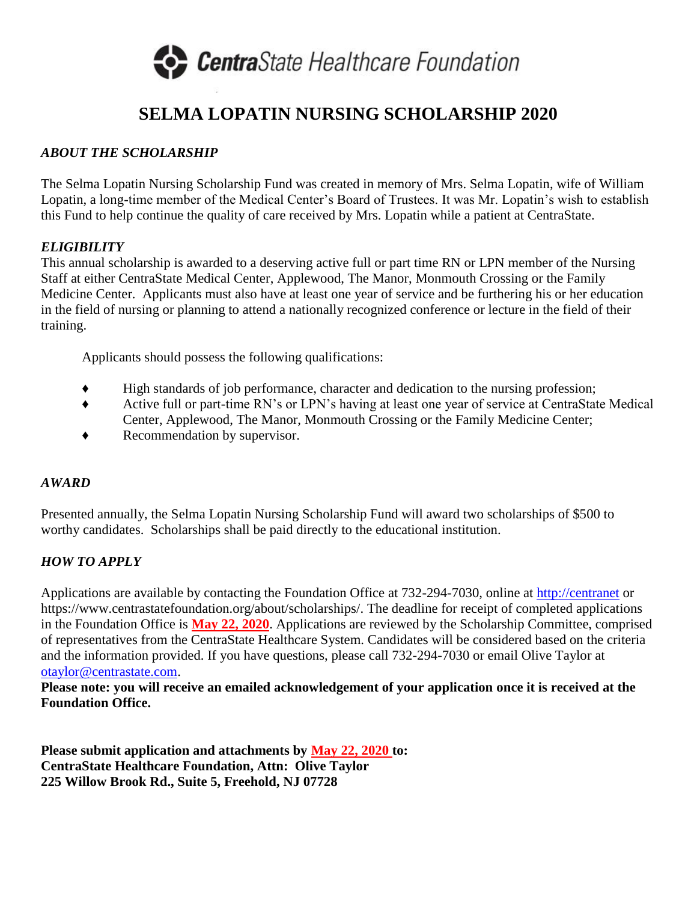**CentraState Healthcare Foundation**

# SELMA LOPATIN NURSING SCHOLARSHIP 2020

### *ABOUT THE SCHOLARSHIP*

The Selma Lopatin Nursing Scholarship Fund was created in memory of Mrs. Selma Lopatin, wife of William Lopatin, a long-time member of the Medical Center's Board of Trustees. It was Mr. Lopatin's wish to establish this Fund to help continue the quality of care received by Mrs. Lopatin while a patient at CentraState.

### *ELIGIBILITY*

This annual scholarship is awarded to a deserving active full or part time RN or LPN member of the Nursing Staff at either CentraState Medical Center, Applewood, The Manor, Monmouth Crossing or the Family Medicine Center. Applicants must also have at least one year of service and be furthering his or her education in the field of nursing or planning to attend a nationally recognized conference or lecture in the field of their training.

Applicants should possess the following qualifications:

- High standards of job performance, character and dedication to the nursing profession;
- Active full or part-time RN's or LPN's having at least one year of service at CentraState Medical Center, Applewood, The Manor, Monmouth Crossing or the Family Medicine Center;
- Recommendation by supervisor.

### *AWARD*

Presented annually, the Selma Lopatin Nursing Scholarship Fund will award two scholarships of $500 to worthy candidates. Scholarships shall be paid directly to the educational institution.

### *HOW TO APPLY*

Applications are available by contacting the Foundation Office at 732-294-7030, online at http://centranet or https://www.centrastatefoundation.org/about/scholarships/. The deadline for receipt of completed applications in the Foundation Office is **May 22, 2020**. Applications are reviewed by the Scholarship Committee, comprised of representatives from the CentraState Healthcare System. Candidates will be considered based on the criteria and the information provided. If you have questions, please call 732-294-7030 or email Olive Taylor at otaylor@centrastate.com.

**Please note: you will receive an emailed acknowledgement of your application once it is received at the Foundation Office.**

**Please submit application and attachments by May 22, 2020 to:**
**CentraState Healthcare Foundation, Attn: Olive Taylor**
**225 Willow Brook Rd., Suite 5, Freehold, NJ 07728**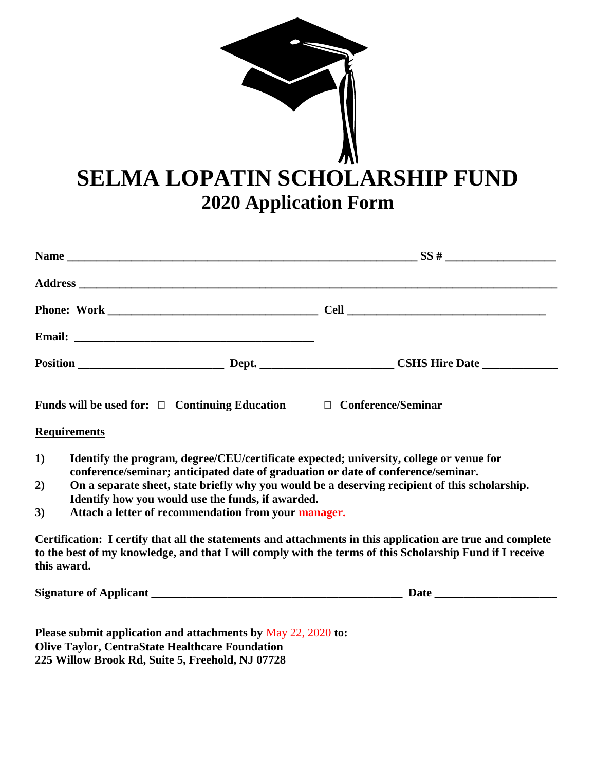# SELMA LOPATIN SCHOLARSHIP FUND

## 2020 Application Form

**Name** ______________________________________________ **SS #** ____________________

**Address** ______________________________________________________________________

**Phone: Work** ______________________________ **Cell** ______________________________

**Email:** ______________________________________

**Position** _______________________ **Dept.** ____________________ **CSHS Hire Date** ____________

**Funds will be used for:** ☐ **Continuing Education** ☐ **Conference/Seminar**

**Requirements**

1) **Identify the program, degree/CEU/certificate expected; university, college or venue for conference/seminar; anticipated date of graduation or date of conference/seminar.**
2) **On a separate sheet, state briefly why you would be a deserving recipient of this scholarship. Identify how you would use the funds, if awarded.**
3) **Attach a letter of recommendation from your manager.**

**Certification: I certify that all the statements and attachments in this application are true and complete to the best of my knowledge, and that I will comply with the terms of this Scholarship Fund if I receive this award.**

**Signature of Applicant** ________________________________________ **Date** ____________________

**Please submit application and attachments by** May 22, 2020 **to:**
**Olive Taylor, CentraState Healthcare Foundation**
**225 Willow Brook Rd, Suite 5, Freehold, NJ 07728**